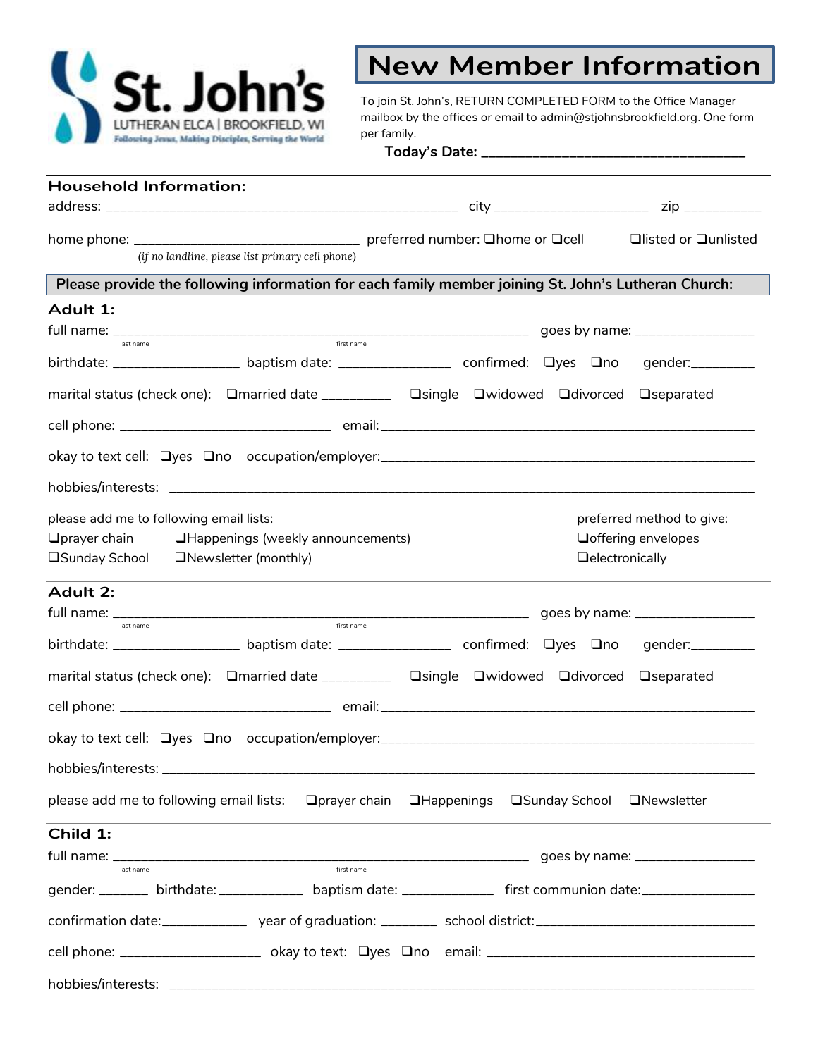St. John's
LUTHERAN ELCA | BROOKFIELD, WI
Following Jesus, Making Disciples, Serving the World

# New Member Information

To join St. John's, RETURN COMPLETED FORM to the Office Manager mailbox by the offices or email to admin@stjohnsbrookfield.org. One form per family.

**Today's Date: ___________________________________**

## Household Information:

address: ______________________________________________ city ____________________ zip __________

home phone: ______________________________ preferred number: ❑home or ❑cell ❑listed or ❑unlisted
*(if no landline, please list primary cell phone)*

**Please provide the following information for each family member joining St. John's Lutheran Church:**

## Adult 1:

full name: _______________________________________________________ goes by name: ________________
last name first name

birthdate: ________________ baptism date: _______________ confirmed: ❑yes ❑no gender:________

marital status (check one): ❑married date _________ ❑single ❑widowed ❑divorced ❑separated

cell phone: ____________________________ email:__________________________________________________

okay to text cell: ❑yes ❑no occupation/employer:_________________________________________________

hobbies/interests: ______________________________________________________________________________

please add me to following email lists:
❑prayer chain ❑Happenings (weekly announcements)
❑Sunday School ❑Newsletter (monthly)

preferred method to give:
❑offering envelopes
❑electronically

## Adult 2:

full name: _______________________________________________________ goes by name: ________________
last name first name

birthdate: ________________ baptism date: _______________ confirmed: ❑yes ❑no gender:________

marital status (check one): ❑married date _________ ❑single ❑widowed ❑divorced ❑separated

cell phone: ____________________________ email:__________________________________________________

okay to text cell: ❑yes ❑no occupation/employer:_________________________________________________

hobbies/interests: ______________________________________________________________________________

please add me to following email lists: ❑prayer chain ❑Happenings ❑Sunday School ❑Newsletter

## Child 1:

full name: _______________________________________________________ goes by name: ________________
last name first name

gender: _______ birthdate:____________ baptism date: _____________ first communion date:_______________

confirmation date:____________ year of graduation: ________ school district:______________________________

cell phone: ___________________ okay to text: ❑yes ❑no email: ____________________________________

hobbies/interests: ______________________________________________________________________________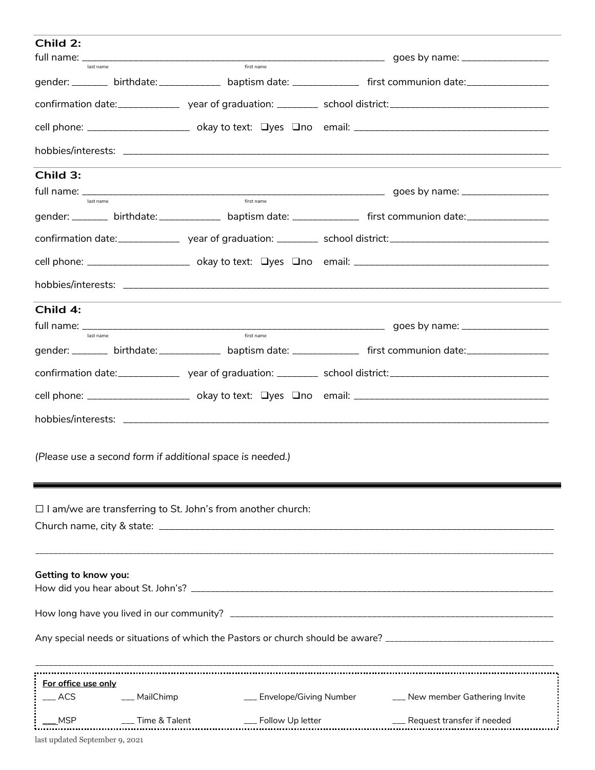**Child 2:**

full name: ____________________________________________ goes by name: ______________
last name first name

gender: ______ birthdate: __________ baptism date: ___________ first communion date: ____________

confirmation date: __________ year of graduation: _______ school district: ______________________

cell phone: ________________ okay to text: ❑yes ❑no email: ____________________________

hobbies/interests: ________________________________________________________________

**Child 3:**

full name: ____________________________________________ goes by name: ______________
last name first name

gender: ______ birthdate: __________ baptism date: ___________ first communion date: ____________

confirmation date: __________ year of graduation: _______ school district: ______________________

cell phone: ________________ okay to text: ❑yes ❑no email: ____________________________

hobbies/interests: ________________________________________________________________

**Child 4:**

full name: ____________________________________________ goes by name: ______________
last name first name

gender: ______ birthdate: __________ baptism date: ___________ first communion date: ____________

confirmation date: __________ year of graduation: _______ school district: ______________________

cell phone: ________________ okay to text: ❑yes ❑no email: ____________________________

hobbies/interests: ________________________________________________________________

*(Please use a second form if additional space is needed.)*

---

☐ I am/we are transferring to St. John's from another church:

Church name, city & state: ____________________________________________________________

______________________________________________________________________________

**Getting to know you:**

How did you hear about St. John's? _____________________________________________________

How long have you lived in our community? _______________________________________________

Any special needs or situations of which the Pastors or church should be aware? ______________________

______________________________________________________________________________

**For office use only**

| | | | |
|---|---|---|---|
| ___ ACS | ___ MailChimp | ___ Envelope/Giving Number | ___ New member Gathering Invite |
| ___ MSP | ___ Time & Talent | ___ Follow Up letter | ___ Request transfer if needed |

last updated September 9, 2021